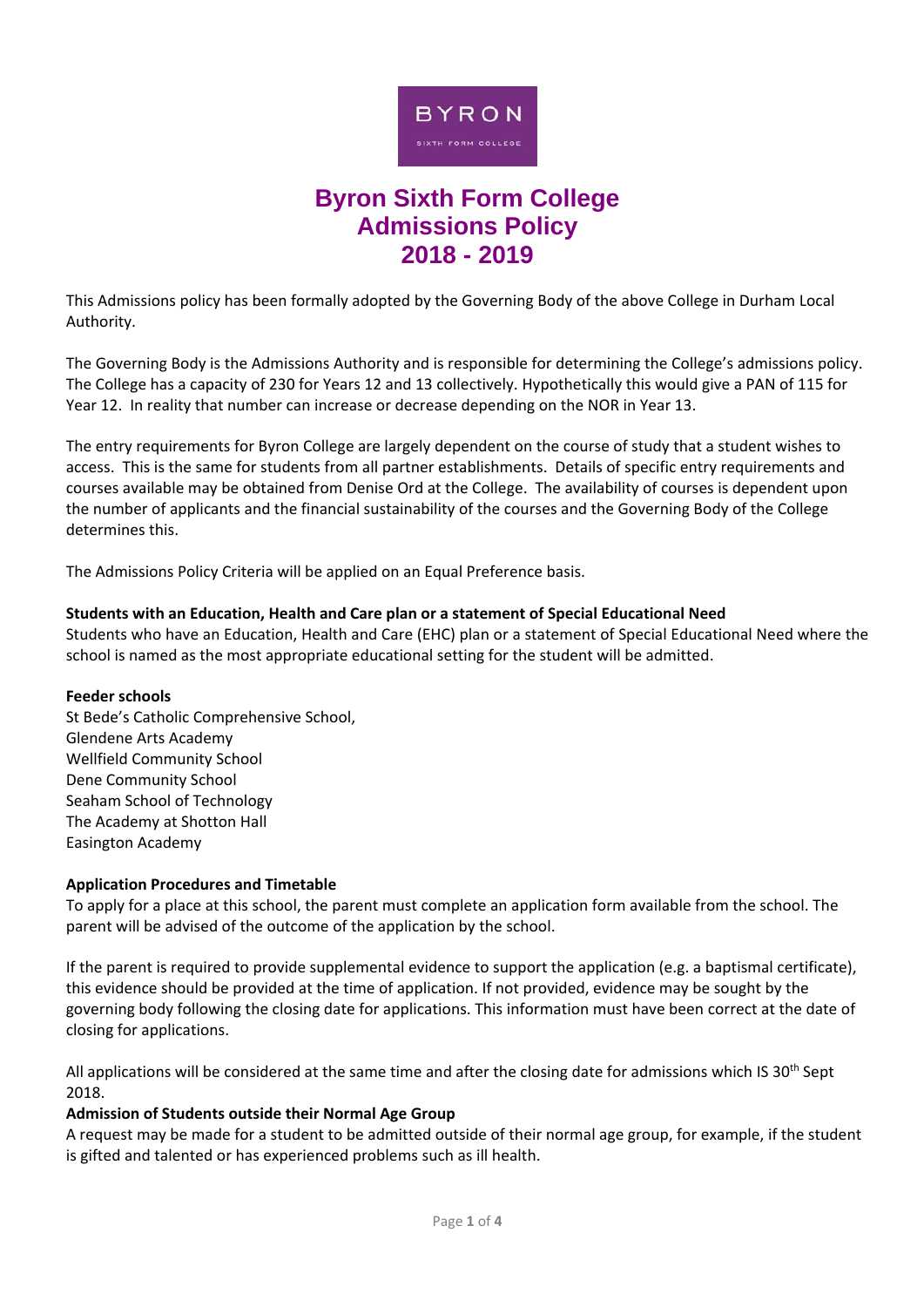# Byron Sixth Form College Admissions Policy 2018 - 2019

This Admissions policy has been formally adopted by the Governing Body of the above College in Durham Local Authority.

The Governing Body is the Admissions Authority and is responsible for determining the College's admissions policy. The College has a capacity of 230 for Years 12 and 13 collectively. Hypothetically this would give a PAN of 115 for Year 12. In reality that number can increase or decrease depending on the NOR in Year 13.

The entry requirements for Byron College are largely dependent on the course of study that a student wishes to access. This is the same for students from all partner establishments. Details of specific entry requirements and courses available may be obtained from Denise Ord at the College. The availability of courses is dependent upon the number of applicants and the financial sustainability of the courses and the Governing Body of the College determines this.

The Admissions Policy Criteria will be applied on an Equal Preference basis.

**Students with an Education, Health and Care plan or a statement of Special Educational Need**

Students who have an Education, Health and Care (EHC) plan or a statement of Special Educational Need where the school is named as the most appropriate educational setting for the student will be admitted.

**Feeder schools**

St Bede's Catholic Comprehensive School,
Glendene Arts Academy
Wellfield Community School
Dene Community School
Seaham School of Technology
The Academy at Shotton Hall
Easington Academy

**Application Procedures and Timetable**

To apply for a place at this school, the parent must complete an application form available from the school. The parent will be advised of the outcome of the application by the school.

If the parent is required to provide supplemental evidence to support the application (e.g. a baptismal certificate), this evidence should be provided at the time of application. If not provided, evidence may be sought by the governing body following the closing date for applications. This information must have been correct at the date of closing for applications.

All applications will be considered at the same time and after the closing date for admissions which IS 30th Sept 2018.

**Admission of Students outside their Normal Age Group**

A request may be made for a student to be admitted outside of their normal age group, for example, if the student is gifted and talented or has experienced problems such as ill health.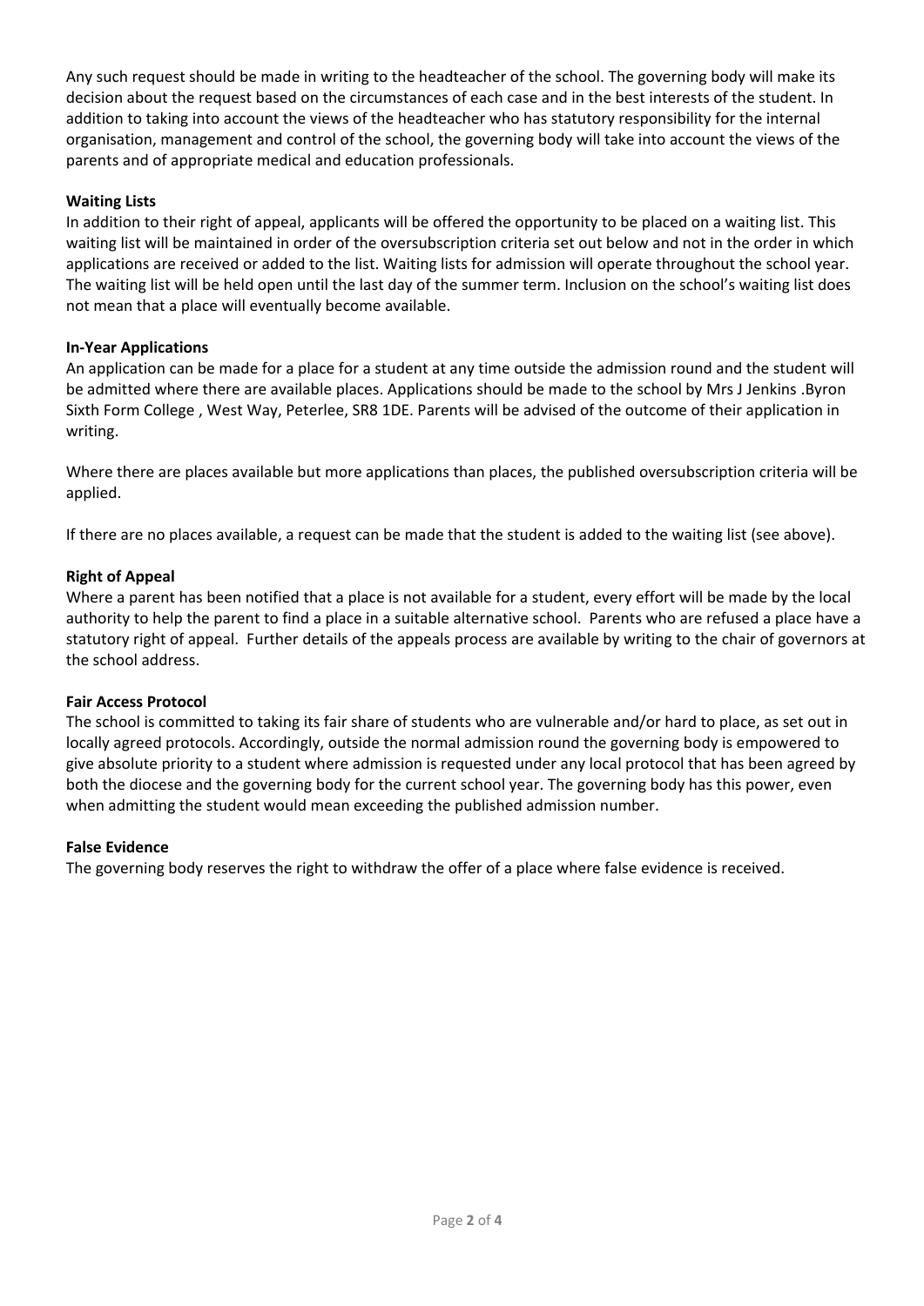Any such request should be made in writing to the headteacher of the school. The governing body will make its decision about the request based on the circumstances of each case and in the best interests of the student. In addition to taking into account the views of the headteacher who has statutory responsibility for the internal organisation, management and control of the school, the governing body will take into account the views of the parents and of appropriate medical and education professionals.

**Waiting Lists**

In addition to their right of appeal, applicants will be offered the opportunity to be placed on a waiting list. This waiting list will be maintained in order of the oversubscription criteria set out below and not in the order in which applications are received or added to the list. Waiting lists for admission will operate throughout the school year. The waiting list will be held open until the last day of the summer term. Inclusion on the school's waiting list does not mean that a place will eventually become available.

**In-Year Applications**

An application can be made for a place for a student at any time outside the admission round and the student will be admitted where there are available places. Applications should be made to the school by Mrs J Jenkins .Byron Sixth Form College , West Way, Peterlee, SR8 1DE. Parents will be advised of the outcome of their application in writing.

Where there are places available but more applications than places, the published oversubscription criteria will be applied.

If there are no places available, a request can be made that the student is added to the waiting list (see above).

**Right of Appeal**

Where a parent has been notified that a place is not available for a student, every effort will be made by the local authority to help the parent to find a place in a suitable alternative school. Parents who are refused a place have a statutory right of appeal. Further details of the appeals process are available by writing to the chair of governors at the school address.

**Fair Access Protocol**

The school is committed to taking its fair share of students who are vulnerable and/or hard to place, as set out in locally agreed protocols. Accordingly, outside the normal admission round the governing body is empowered to give absolute priority to a student where admission is requested under any local protocol that has been agreed by both the diocese and the governing body for the current school year. The governing body has this power, even when admitting the student would mean exceeding the published admission number.

**False Evidence**

The governing body reserves the right to withdraw the offer of a place where false evidence is received.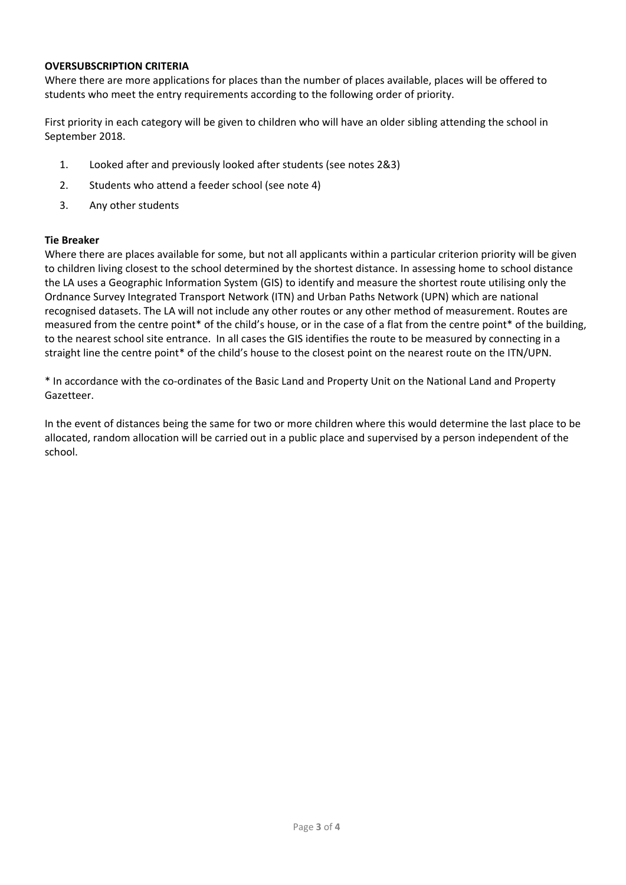**OVERSUBSCRIPTION CRITERIA**

Where there are more applications for places than the number of places available, places will be offered to students who meet the entry requirements according to the following order of priority.

First priority in each category will be given to children who will have an older sibling attending the school in September 2018.

1. Looked after and previously looked after students (see notes 2&3)
2. Students who attend a feeder school (see note 4)
3. Any other students

**Tie Breaker**

Where there are places available for some, but not all applicants within a particular criterion priority will be given to children living closest to the school determined by the shortest distance. In assessing home to school distance the LA uses a Geographic Information System (GIS) to identify and measure the shortest route utilising only the Ordnance Survey Integrated Transport Network (ITN) and Urban Paths Network (UPN) which are national recognised datasets. The LA will not include any other routes or any other method of measurement. Routes are measured from the centre point* of the child's house, or in the case of a flat from the centre point* of the building, to the nearest school site entrance. In all cases the GIS identifies the route to be measured by connecting in a straight line the centre point* of the child's house to the closest point on the nearest route on the ITN/UPN.

* In accordance with the co-ordinates of the Basic Land and Property Unit on the National Land and Property Gazetteer.

In the event of distances being the same for two or more children where this would determine the last place to be allocated, random allocation will be carried out in a public place and supervised by a person independent of the school.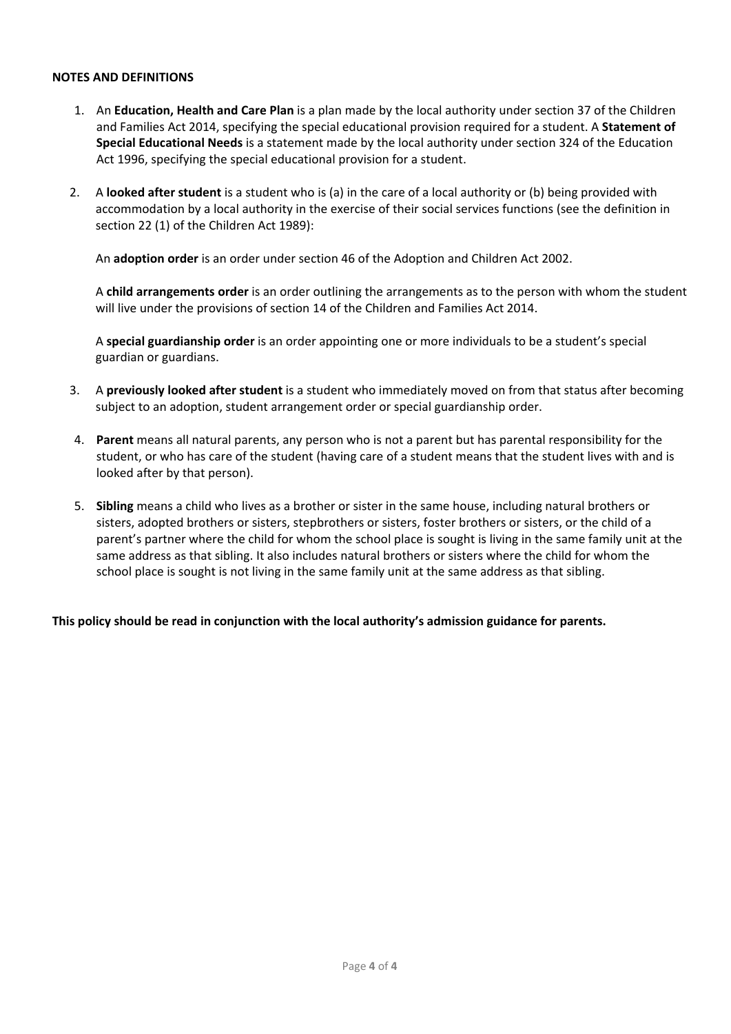**NOTES AND DEFINITIONS**

1. An **Education, Health and Care Plan** is a plan made by the local authority under section 37 of the Children and Families Act 2014, specifying the special educational provision required for a student. A **Statement of Special Educational Needs** is a statement made by the local authority under section 324 of the Education Act 1996, specifying the special educational provision for a student.

2. A **looked after student** is a student who is (a) in the care of a local authority or (b) being provided with accommodation by a local authority in the exercise of their social services functions (see the definition in section 22 (1) of the Children Act 1989):

   An **adoption order** is an order under section 46 of the Adoption and Children Act 2002.

   A **child arrangements order** is an order outlining the arrangements as to the person with whom the student will live under the provisions of section 14 of the Children and Families Act 2014.

   A **special guardianship order** is an order appointing one or more individuals to be a student's special guardian or guardians.

3. A **previously looked after student** is a student who immediately moved on from that status after becoming subject to an adoption, student arrangement order or special guardianship order.

4. **Parent** means all natural parents, any person who is not a parent but has parental responsibility for the student, or who has care of the student (having care of a student means that the student lives with and is looked after by that person).

5. **Sibling** means a child who lives as a brother or sister in the same house, including natural brothers or sisters, adopted brothers or sisters, stepbrothers or sisters, foster brothers or sisters, or the child of a parent's partner where the child for whom the school place is sought is living in the same family unit at the same address as that sibling. It also includes natural brothers or sisters where the child for whom the school place is sought is not living in the same family unit at the same address as that sibling.

**This policy should be read in conjunction with the local authority's admission guidance for parents.**